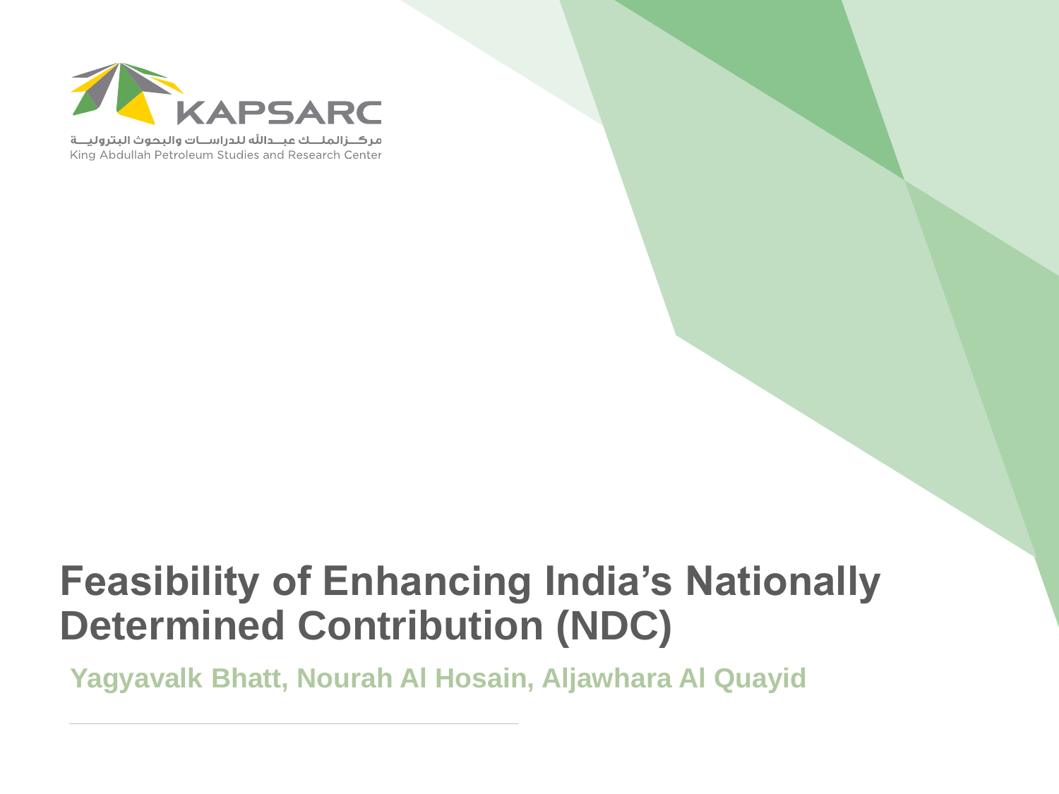KAPSARC

مركــزالملـــك عبــدالله للدراســات والبحوث البتروليــة

King Abdullah Petroleum Studies and Research Center

# Feasibility of Enhancing India's Nationally Determined Contribution (NDC)

**Yagyavalk Bhatt, Nourah Al Hosain, Aljawhara Al Quayid**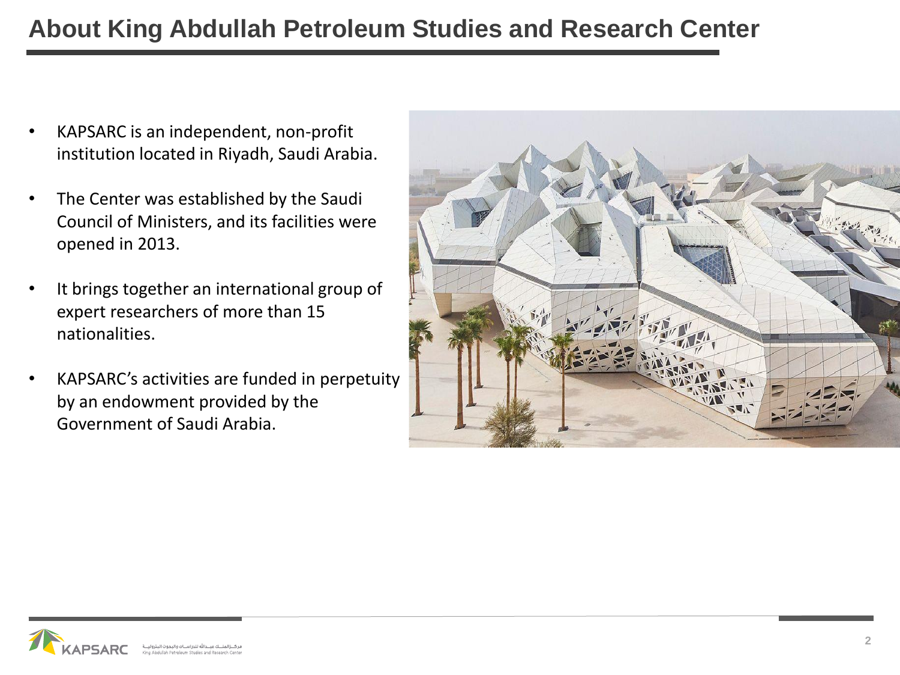# About King Abdullah Petroleum Studies and Research Center

- KAPSARC is an independent, non-profit institution located in Riyadh, Saudi Arabia.
- The Center was established by the Saudi Council of Ministers, and its facilities were opened in 2013.
- It brings together an international group of expert researchers of more than 15 nationalities.
- KAPSARC's activities are funded in perpetuity by an endowment provided by the Government of Saudi Arabia.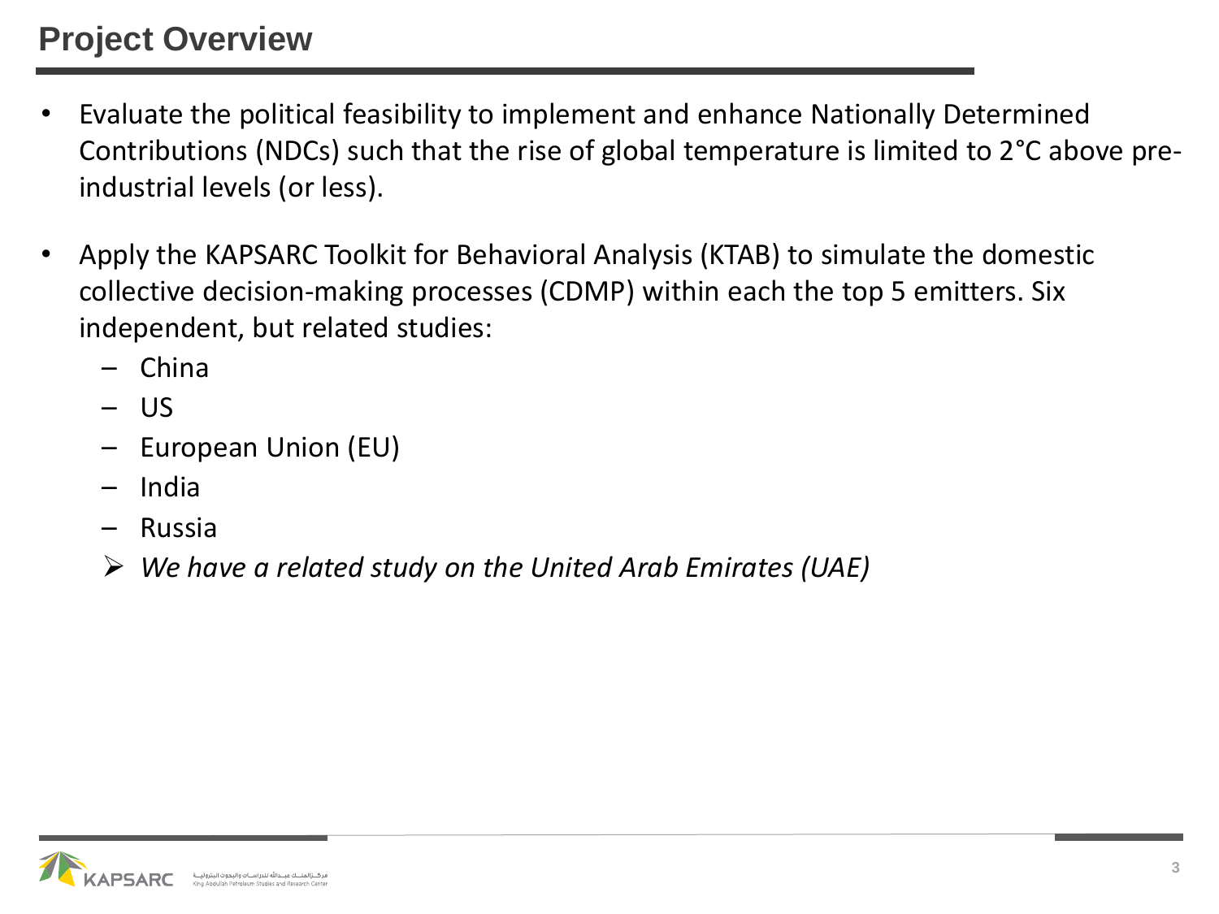# Project Overview

- Evaluate the political feasibility to implement and enhance Nationally Determined Contributions (NDCs) such that the rise of global temperature is limited to 2°C above pre-industrial levels (or less).
- Apply the KAPSARC Toolkit for Behavioral Analysis (KTAB) to simulate the domestic collective decision-making processes (CDMP) within each the top 5 emitters. Six independent, but related studies:
  - China
  - US
  - European Union (EU)
  - India
  - Russia
  - *We have a related study on the United Arab Emirates (UAE)*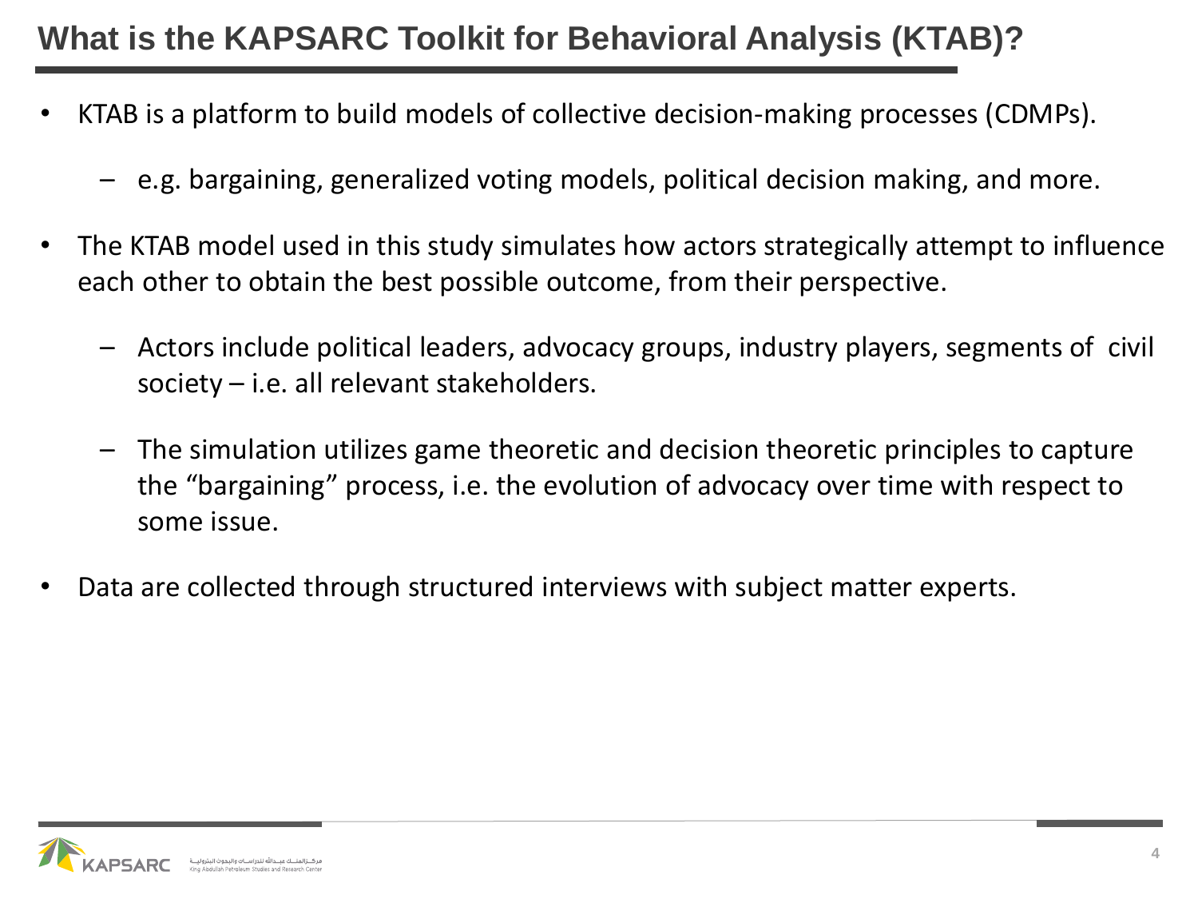# What is the KAPSARC Toolkit for Behavioral Analysis (KTAB)?

- KTAB is a platform to build models of collective decision-making processes (CDMPs).
  - e.g. bargaining, generalized voting models, political decision making, and more.
- The KTAB model used in this study simulates how actors strategically attempt to influence each other to obtain the best possible outcome, from their perspective.
  - Actors include political leaders, advocacy groups, industry players, segments of civil society – i.e. all relevant stakeholders.
  - The simulation utilizes game theoretic and decision theoretic principles to capture the "bargaining" process, i.e. the evolution of advocacy over time with respect to some issue.
- Data are collected through structured interviews with subject matter experts.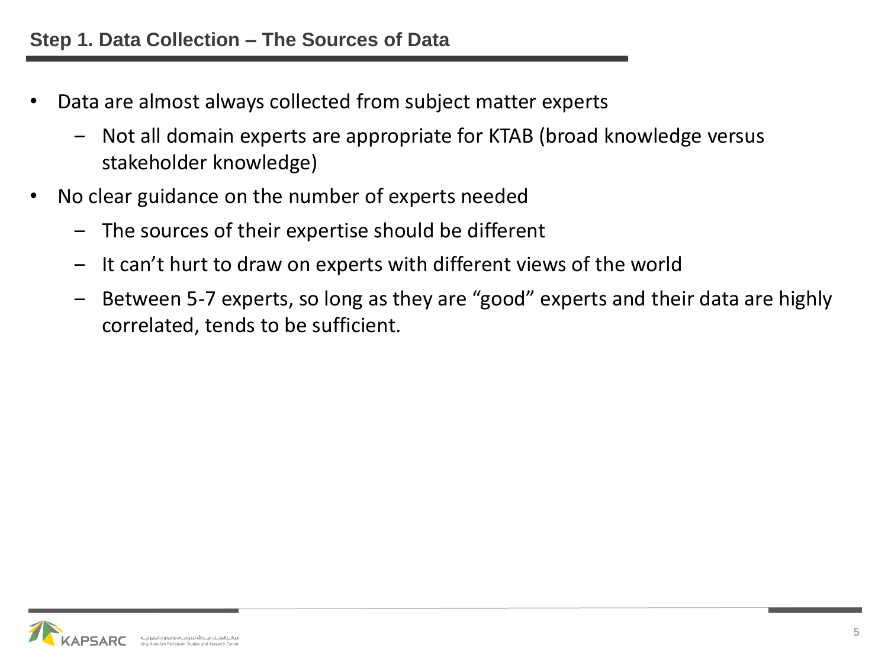## Step 1. Data Collection – The Sources of Data

- Data are almost always collected from subject matter experts
  - Not all domain experts are appropriate for KTAB (broad knowledge versus stakeholder knowledge)
- No clear guidance on the number of experts needed
  - The sources of their expertise should be different
  - It can’t hurt to draw on experts with different views of the world
  - Between 5-7 experts, so long as they are “good” experts and their data are highly correlated, tends to be sufficient.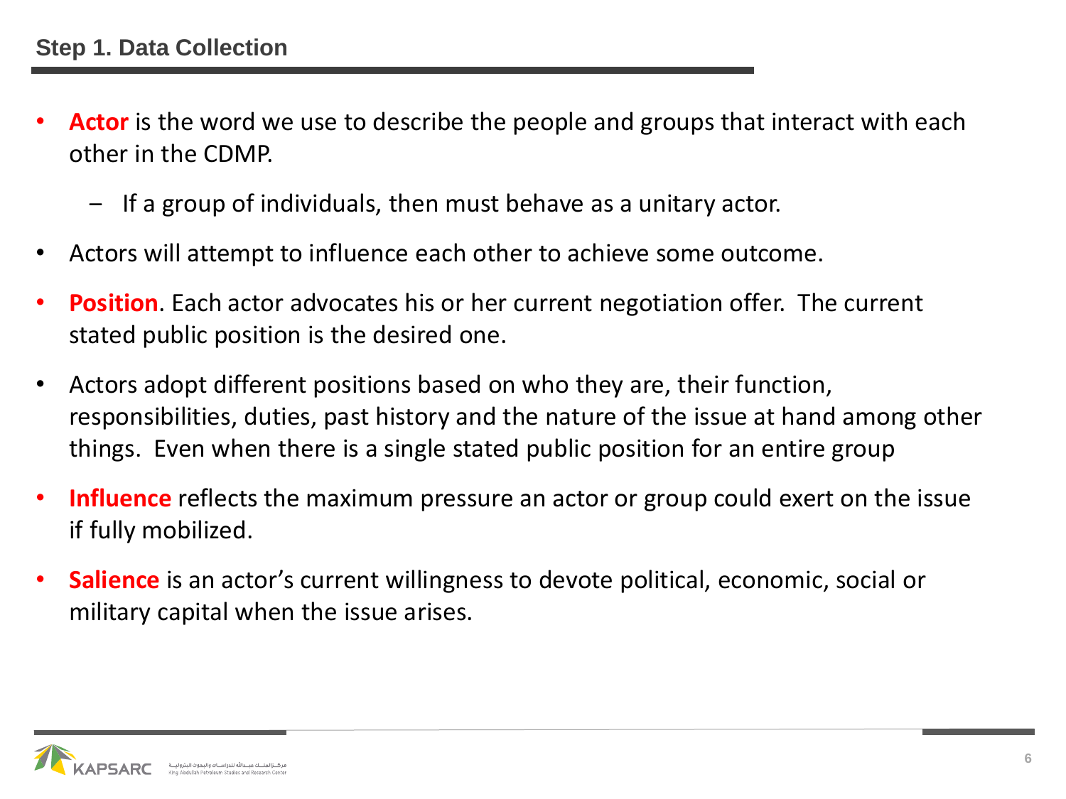## Step 1. Data Collection

- **Actor** is the word we use to describe the people and groups that interact with each other in the CDMP.
  - If a group of individuals, then must behave as a unitary actor.
- Actors will attempt to influence each other to achieve some outcome.
- **Position**. Each actor advocates his or her current negotiation offer. The current stated public position is the desired one.
- Actors adopt different positions based on who they are, their function, responsibilities, duties, past history and the nature of the issue at hand among other things. Even when there is a single stated public position for an entire group
- **Influence** reflects the maximum pressure an actor or group could exert on the issue if fully mobilized.
- **Salience** is an actor's current willingness to devote political, economic, social or military capital when the issue arises.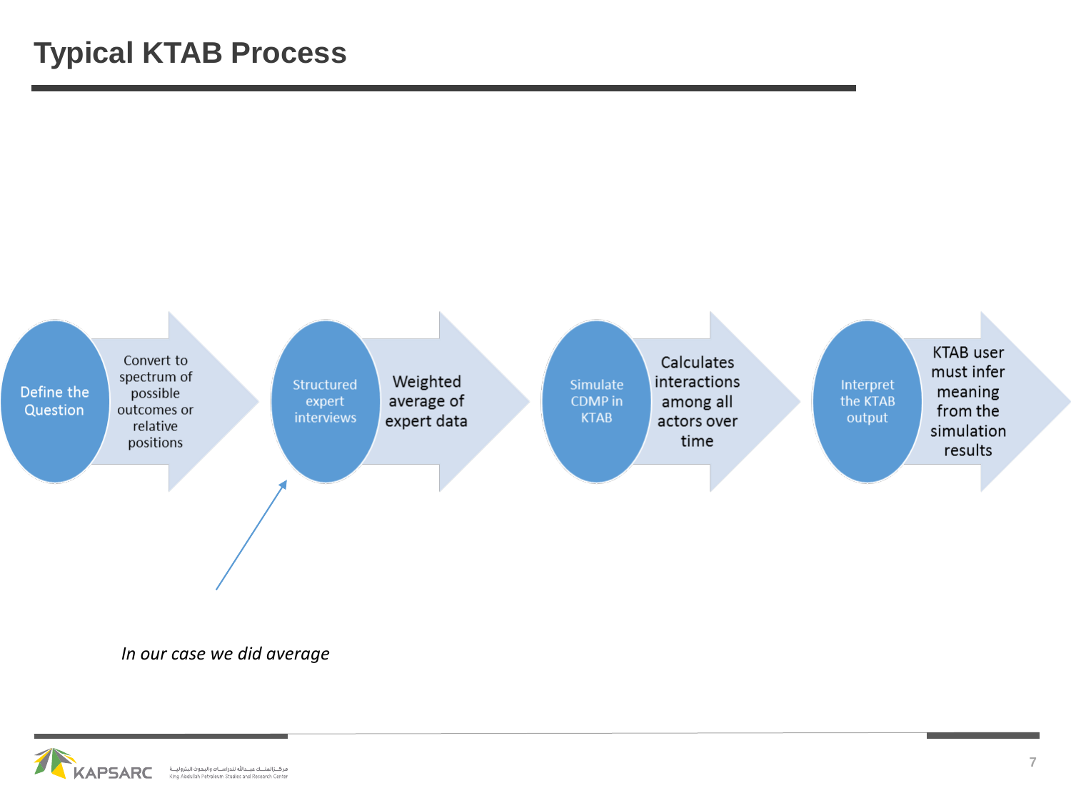# Typical KTAB Process

1. **Define the Question** — Convert to spectrum of possible outcomes or relative positions
2. **Structured expert interviews** — Weighted average of expert data
3. **Simulate CDMP in KTAB** — Calculates interactions among all actors over time
4. **Interpret the KTAB output** — KTAB user must infer meaning from the simulation results

*In our case we did average*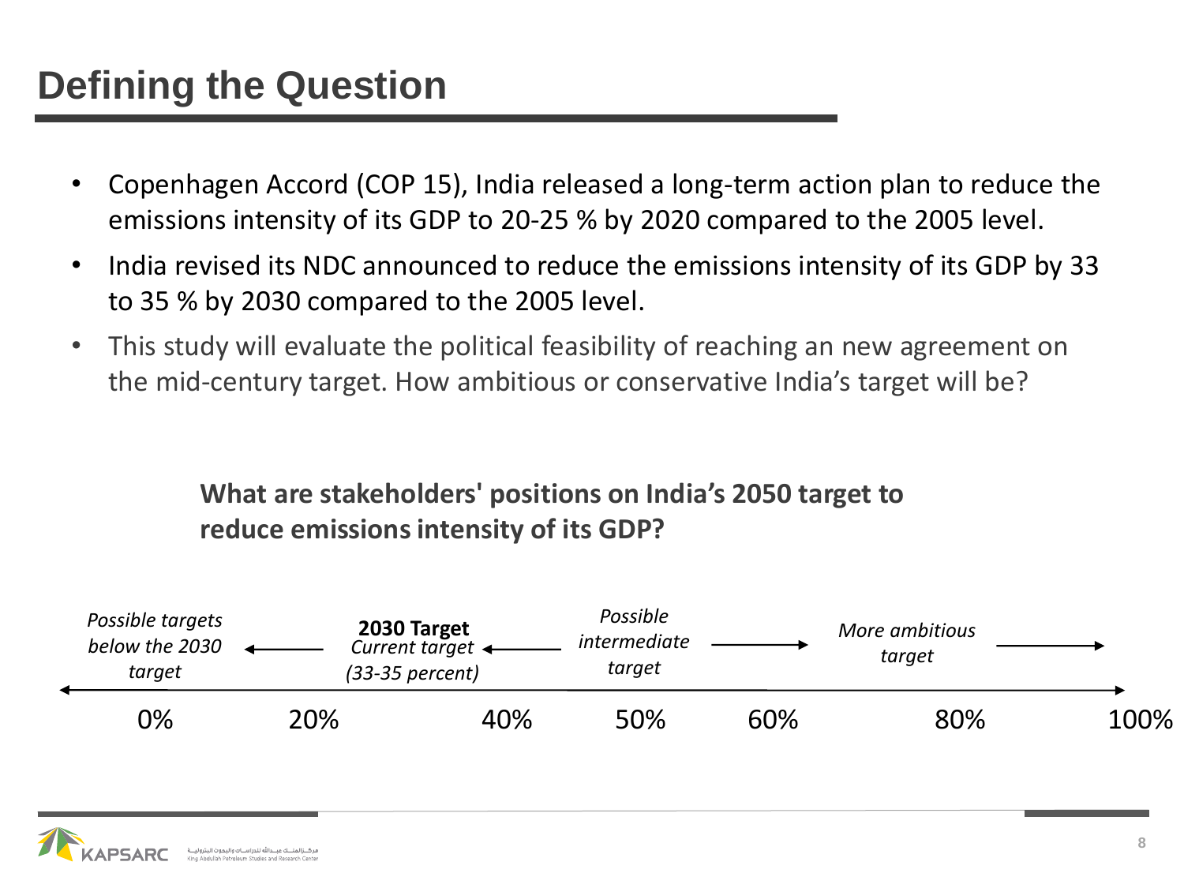# Defining the Question

- Copenhagen Accord (COP 15), India released a long-term action plan to reduce the emissions intensity of its GDP to 20-25 % by 2020 compared to the 2005 level.
- India revised its NDC announced to reduce the emissions intensity of its GDP by 33 to 35 % by 2030 compared to the 2005 level.
- This study will evaluate the political feasibility of reaching an new agreement on the mid-century target. How ambitious or conservative India's target will be?

**What are stakeholders' positions on India's 2050 target to reduce emissions intensity of its GDP?**

*Possible targets below the 2030 target* ← **2030 Target** *Current target (33-35 percent)* ← *Possible intermediate target* → *More ambitious target* →

0% 20% 40% 50% 60% 80% 100%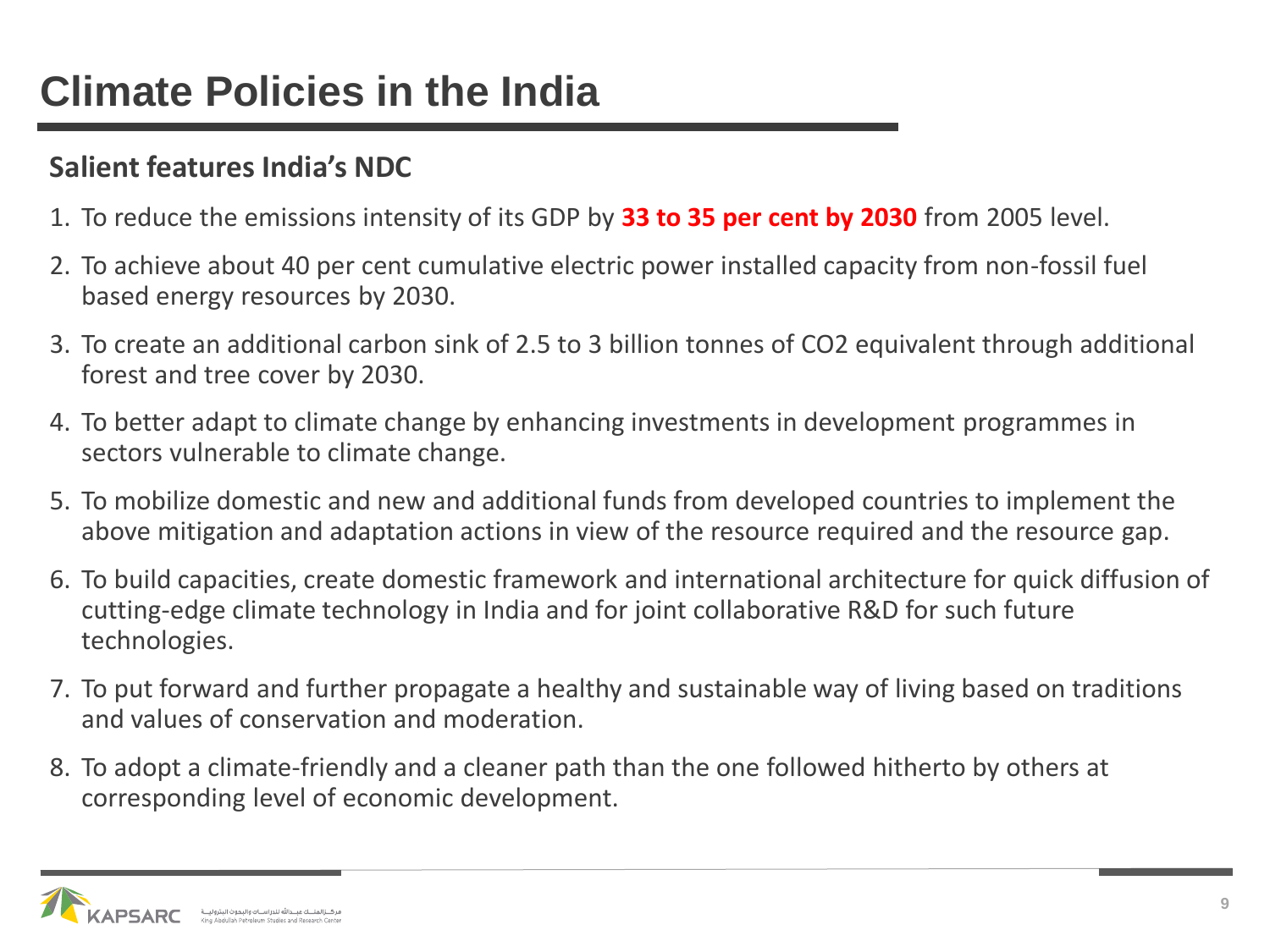# Climate Policies in the India

## Salient features India's NDC

1. To reduce the emissions intensity of its GDP by **33 to 35 per cent by 2030** from 2005 level.
2. To achieve about 40 per cent cumulative electric power installed capacity from non-fossil fuel based energy resources by 2030.
3. To create an additional carbon sink of 2.5 to 3 billion tonnes of $CO_2$ equivalent through additional forest and tree cover by 2030.
4. To better adapt to climate change by enhancing investments in development programmes in sectors vulnerable to climate change.
5. To mobilize domestic and new and additional funds from developed countries to implement the above mitigation and adaptation actions in view of the resource required and the resource gap.
6. To build capacities, create domestic framework and international architecture for quick diffusion of cutting-edge climate technology in India and for joint collaborative R&D for such future technologies.
7. To put forward and further propagate a healthy and sustainable way of living based on traditions and values of conservation and moderation.
8. To adopt a climate-friendly and a cleaner path than the one followed hitherto by others at corresponding level of economic development.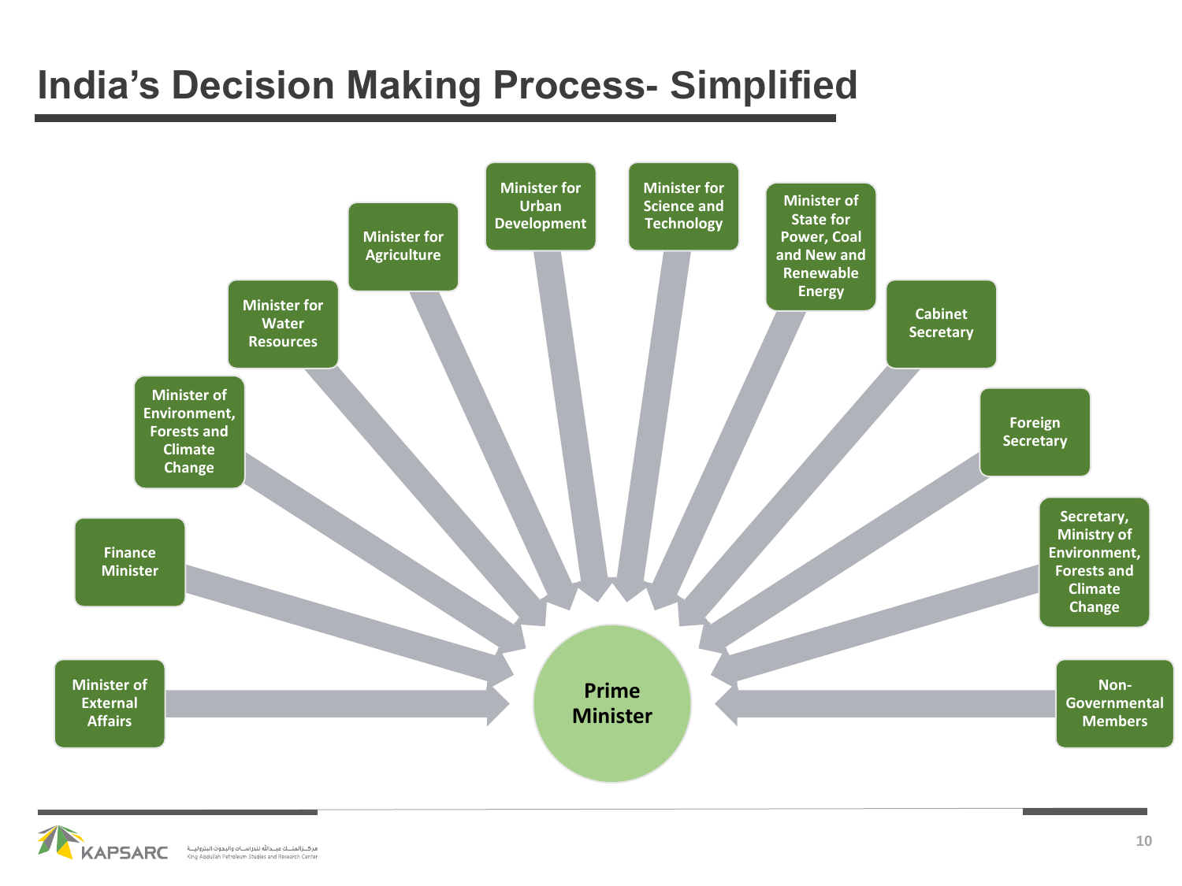# India's Decision Making Process- Simplified

- Minister of External Affairs
- Finance Minister
- Minister of Environment, Forests and Climate Change
- Minister for Water Resources
- Minister for Agriculture
- Minister for Urban Development
- Minister for Science and Technology
- Minister of State for Power, Coal and New and Renewable Energy
- Cabinet Secretary
- Foreign Secretary
- Secretary, Ministry of Environment, Forests and Climate Change
- Non-Governmental Members

**Prime Minister**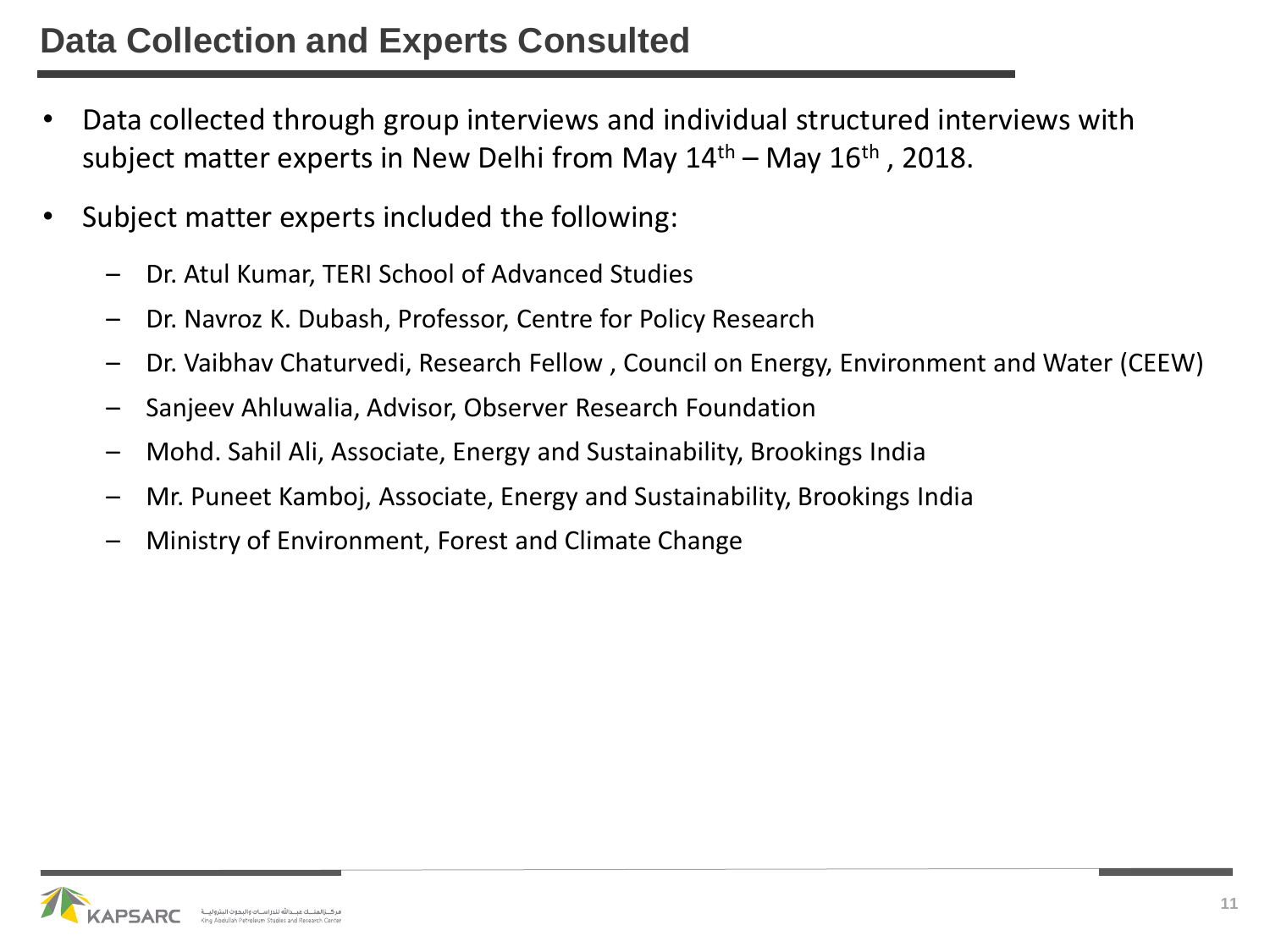# Data Collection and Experts Consulted

- Data collected through group interviews and individual structured interviews with subject matter experts in New Delhi from May 14th – May 16th , 2018.
- Subject matter experts included the following:
  - Dr. Atul Kumar, TERI School of Advanced Studies
  - Dr. Navroz K. Dubash, Professor, Centre for Policy Research
  - Dr. Vaibhav Chaturvedi, Research Fellow , Council on Energy, Environment and Water (CEEW)
  - Sanjeev Ahluwalia, Advisor, Observer Research Foundation
  - Mohd. Sahil Ali, Associate, Energy and Sustainability, Brookings India
  - Mr. Puneet Kamboj, Associate, Energy and Sustainability, Brookings India
  - Ministry of Environment, Forest and Climate Change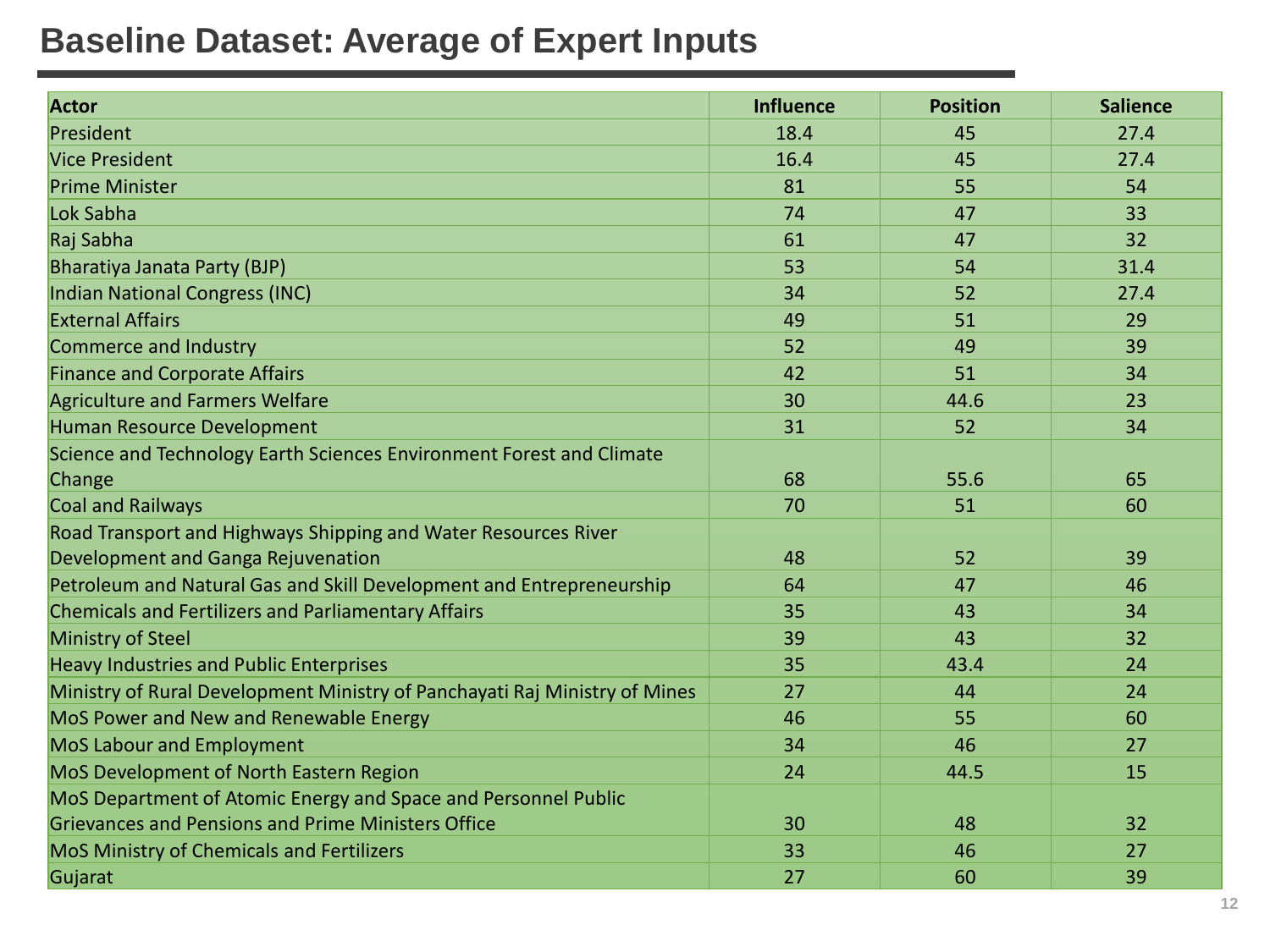# Baseline Dataset: Average of Expert Inputs

| Actor | Influence | Position | Salience |
|---|---|---|---|
| President | 18.4 | 45 | 27.4 |
| Vice President | 16.4 | 45 | 27.4 |
| Prime Minister | 81 | 55 | 54 |
| Lok Sabha | 74 | 47 | 33 |
| Raj Sabha | 61 | 47 | 32 |
| Bharatiya Janata Party (BJP) | 53 | 54 | 31.4 |
| Indian National Congress (INC) | 34 | 52 | 27.4 |
| External Affairs | 49 | 51 | 29 |
| Commerce and Industry | 52 | 49 | 39 |
| Finance and Corporate Affairs | 42 | 51 | 34 |
| Agriculture and Farmers Welfare | 30 | 44.6 | 23 |
| Human Resource Development | 31 | 52 | 34 |
| Science and Technology Earth Sciences Environment Forest and Climate Change | 68 | 55.6 | 65 |
| Coal and Railways | 70 | 51 | 60 |
| Road Transport and Highways Shipping and Water Resources River Development and Ganga Rejuvenation | 48 | 52 | 39 |
| Petroleum and Natural Gas and Skill Development and Entrepreneurship | 64 | 47 | 46 |
| Chemicals and Fertilizers and Parliamentary Affairs | 35 | 43 | 34 |
| Ministry of Steel | 39 | 43 | 32 |
| Heavy Industries and Public Enterprises | 35 | 43.4 | 24 |
| Ministry of Rural Development Ministry of Panchayati Raj Ministry of Mines | 27 | 44 | 24 |
| MoS Power and New and Renewable Energy | 46 | 55 | 60 |
| MoS Labour and Employment | 34 | 46 | 27 |
| MoS Development of North Eastern Region | 24 | 44.5 | 15 |
| MoS Department of Atomic Energy and Space and Personnel Public Grievances and Pensions and Prime Ministers Office | 30 | 48 | 32 |
| MoS Ministry of Chemicals and Fertilizers | 33 | 46 | 27 |
| Gujarat | 27 | 60 | 39 |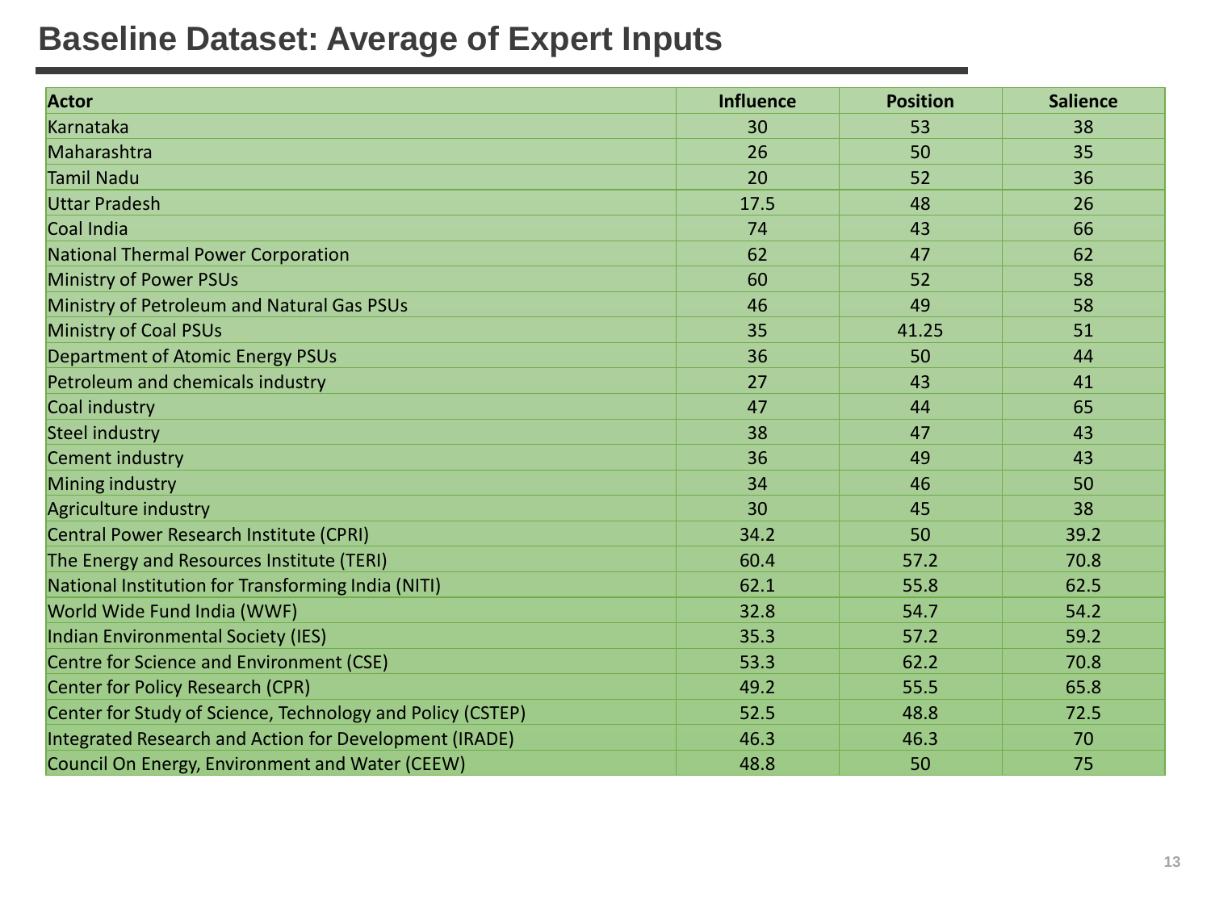# Baseline Dataset: Average of Expert Inputs

| Actor | Influence | Position | Salience |
|---|---|---|---|
| Karnataka | 30 | 53 | 38 |
| Maharashtra | 26 | 50 | 35 |
| Tamil Nadu | 20 | 52 | 36 |
| Uttar Pradesh | 17.5 | 48 | 26 |
| Coal India | 74 | 43 | 66 |
| National Thermal Power Corporation | 62 | 47 | 62 |
| Ministry of Power PSUs | 60 | 52 | 58 |
| Ministry of Petroleum and Natural Gas PSUs | 46 | 49 | 58 |
| Ministry of Coal PSUs | 35 | 41.25 | 51 |
| Department of Atomic Energy PSUs | 36 | 50 | 44 |
| Petroleum and chemicals industry | 27 | 43 | 41 |
| Coal industry | 47 | 44 | 65 |
| Steel industry | 38 | 47 | 43 |
| Cement industry | 36 | 49 | 43 |
| Mining industry | 34 | 46 | 50 |
| Agriculture industry | 30 | 45 | 38 |
| Central Power Research Institute (CPRI) | 34.2 | 50 | 39.2 |
| The Energy and Resources Institute (TERI) | 60.4 | 57.2 | 70.8 |
| National Institution for Transforming India (NITI) | 62.1 | 55.8 | 62.5 |
| World Wide Fund India (WWF) | 32.8 | 54.7 | 54.2 |
| Indian Environmental Society (IES) | 35.3 | 57.2 | 59.2 |
| Centre for Science and Environment (CSE) | 53.3 | 62.2 | 70.8 |
| Center for Policy Research (CPR) | 49.2 | 55.5 | 65.8 |
| Center for Study of Science, Technology and Policy (CSTEP) | 52.5 | 48.8 | 72.5 |
| Integrated Research and Action for Development (IRADE) | 46.3 | 46.3 | 70 |
| Council On Energy, Environment and Water (CEEW) | 48.8 | 50 | 75 |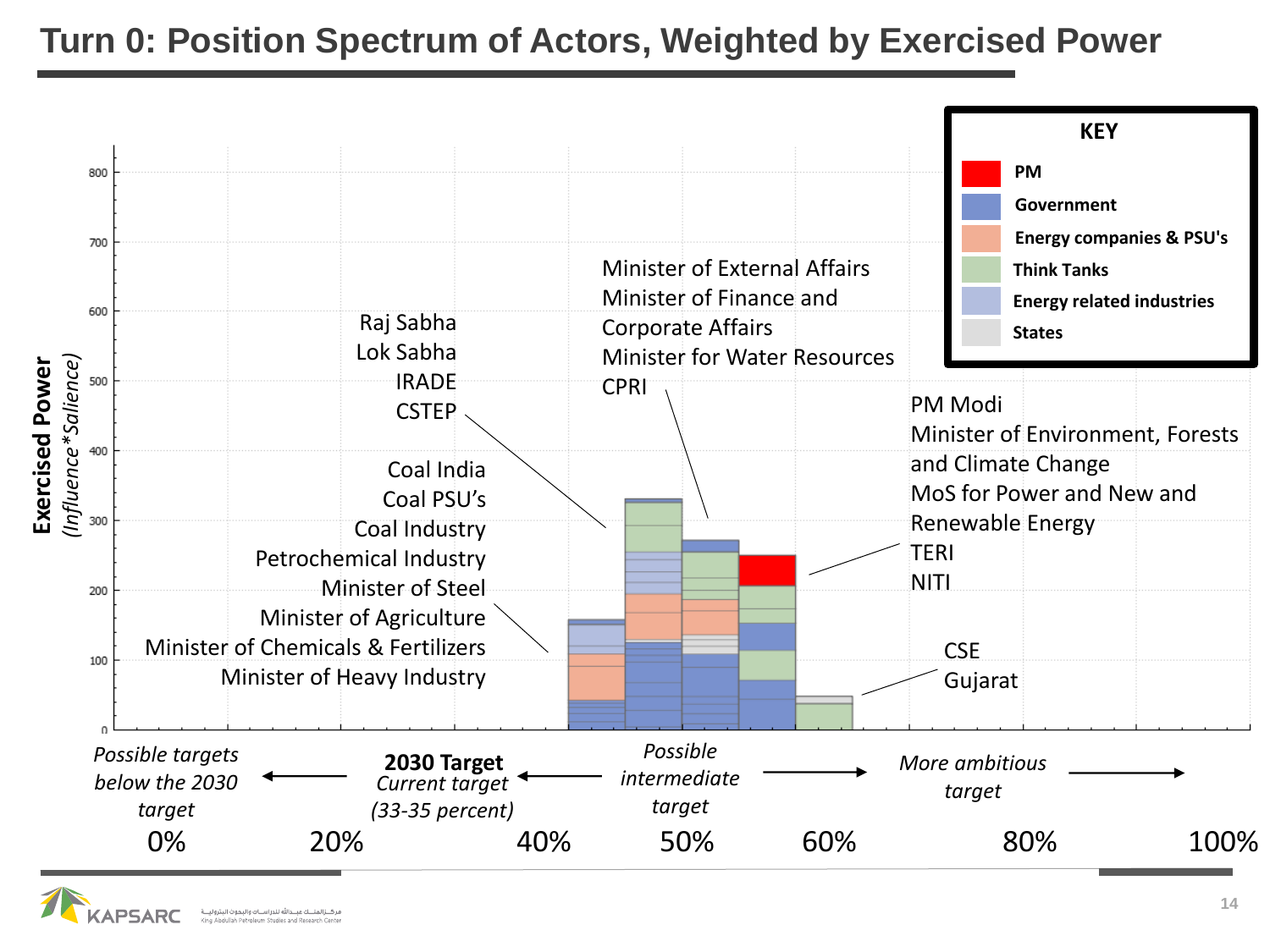# Turn 0: Position Spectrum of Actors, Weighted by Exercised Power

**KEY**

- PM
- Government
- Energy companies & PSU's
- Think Tanks
- Energy related industries
- States

**Exercised Power** *(Influence\*Salience)*

0, 100, 200, 300, 400, 500, 600, 700, 800

Raj Sabha
Lok Sabha
IRADE
CSTEP

Coal India
Coal PSU's
Coal Industry
Petrochemical Industry
Minister of Steel
Minister of Agriculture
Minister of Chemicals & Fertilizers
Minister of Heavy Industry

Minister of External Affairs
Minister of Finance and Corporate Affairs
Minister for Water Resources
CPRI

PM Modi
Minister of Environment, Forests and Climate Change
MoS for Power and New and Renewable Energy
TERI
NITI

CSE
Gujarat

*Possible targets below the 2030 target* ← **2030 Target** *Current target (33-35 percent)* ← *Possible intermediate target* → *More ambitious target* →

0% 20% 40% 50% 60% 80% 100%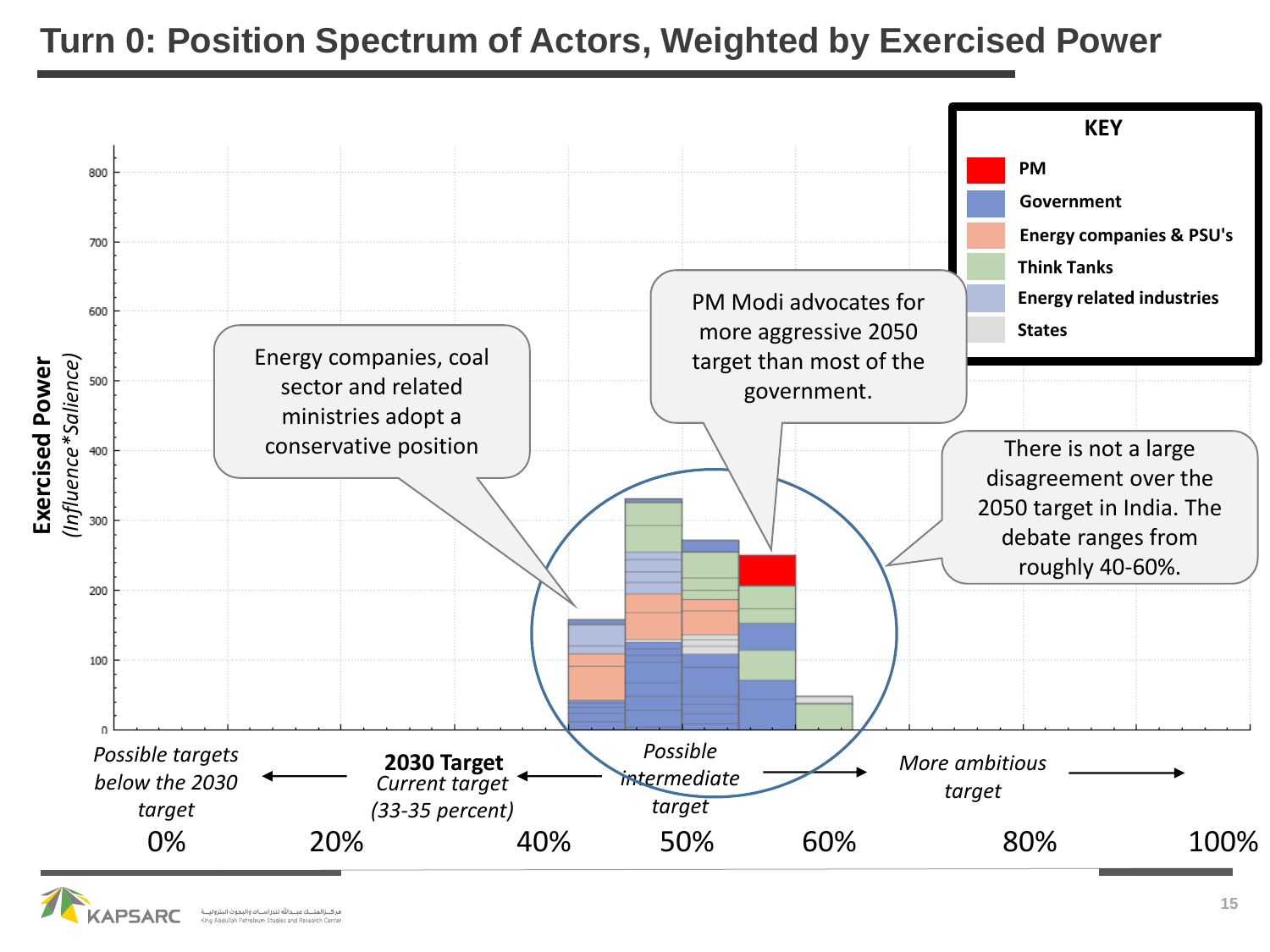# Turn 0: Position Spectrum of Actors, Weighted by Exercised Power

**KEY**

- PM
- Government
- Energy companies & PSU's
- Think Tanks
- Energy related industries
- States

**Exercised Power** *(Influence*Salience)*

800, 700, 600, 500, 400, 300, 200, 100, 0

Energy companies, coal sector and related ministries adopt a conservative position

PM Modi advocates for more aggressive 2050 target than most of the government.

There is not a large disagreement over the 2050 target in India. The debate ranges from roughly 40-60%.

*Possible targets below the 2030 target* ←

**2030 Target** *Current target (33-35 percent)* ←

*Possible intermediate target* →

*More ambitious target* →

0% 20% 40% 50% 60% 80% 100%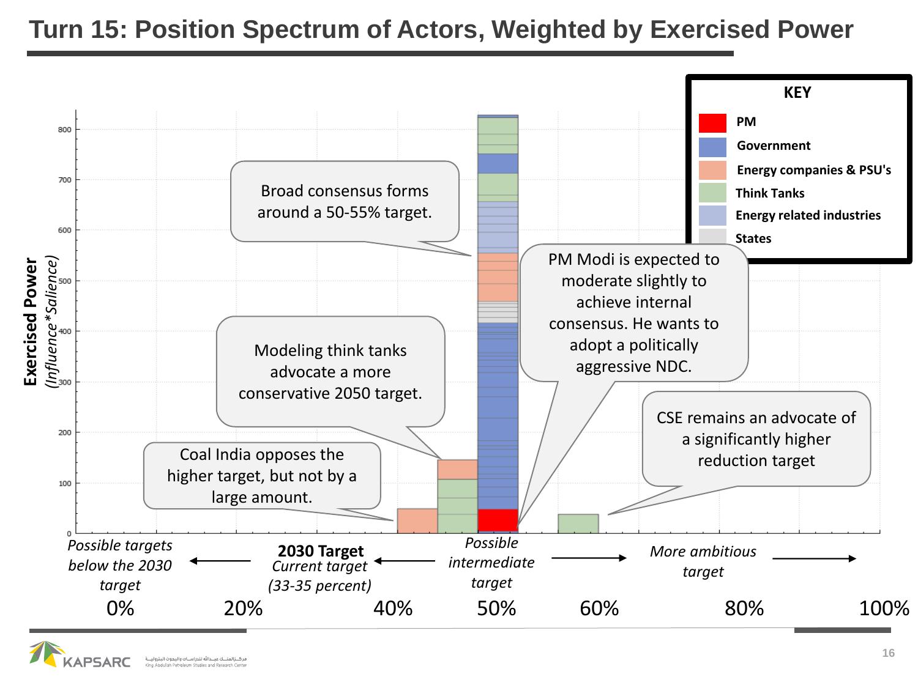# Turn 15: Position Spectrum of Actors, Weighted by Exercised Power

**KEY**

- PM
- Government
- Energy companies & PSU's
- Think Tanks
- Energy related industries
- States

**Exercised Power** *(Influence*Salience)*

0, 100, 200, 300, 400, 500, 600, 700, 800

Broad consensus forms around a 50-55% target.

PM Modi is expected to moderate slightly to achieve internal consensus. He wants to adopt a politically aggressive NDC.

Modeling think tanks advocate a more conservative 2050 target.

CSE remains an advocate of a significantly higher reduction target

Coal India opposes the higher target, but not by a large amount.

*Possible targets below the 2030 target* ← **2030 Target** *Current target (33-35 percent)* ← *Possible intermediate target* → *More ambitious target* →

0% 20% 40% 50% 60% 80% 100%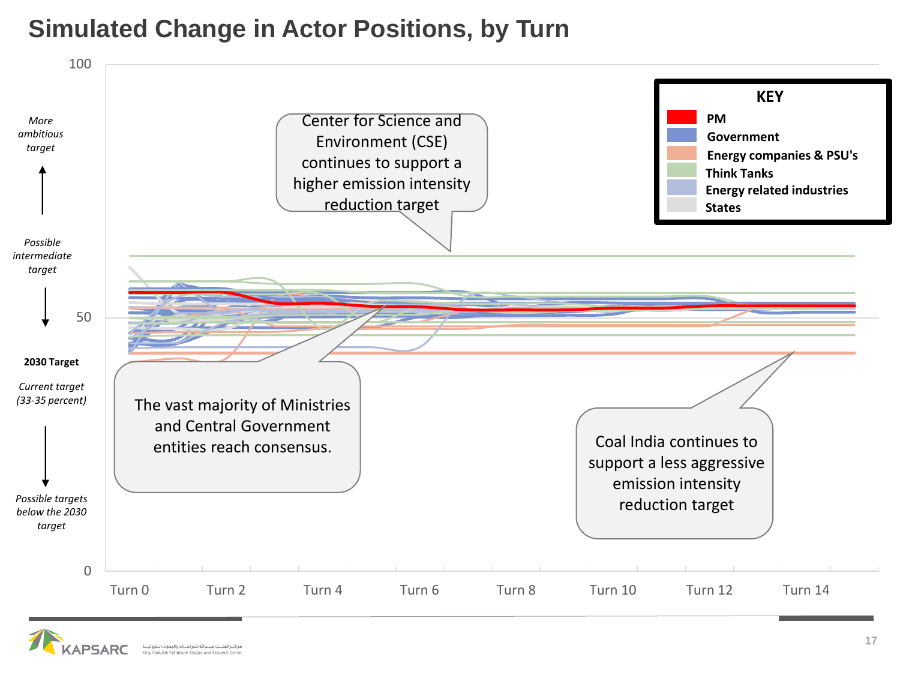# Simulated Change in Actor Positions, by Turn

100

*More ambitious target*

*Possible intermediate target*

50

**2030 Target**

*Current target (33-35 percent)*

*Possible targets below the 2030 target*

0

Turn 0 | Turn 2 | Turn 4 | Turn 6 | Turn 8 | Turn 10 | Turn 12 | Turn 14

**KEY**

- **PM**
- **Government**
- **Energy companies & PSU's**
- **Think Tanks**
- **Energy related industries**
- **States**

Center for Science and Environment (CSE) continues to support a higher emission intensity reduction target

The vast majority of Ministries and Central Government entities reach consensus.

Coal India continues to support a less aggressive emission intensity reduction target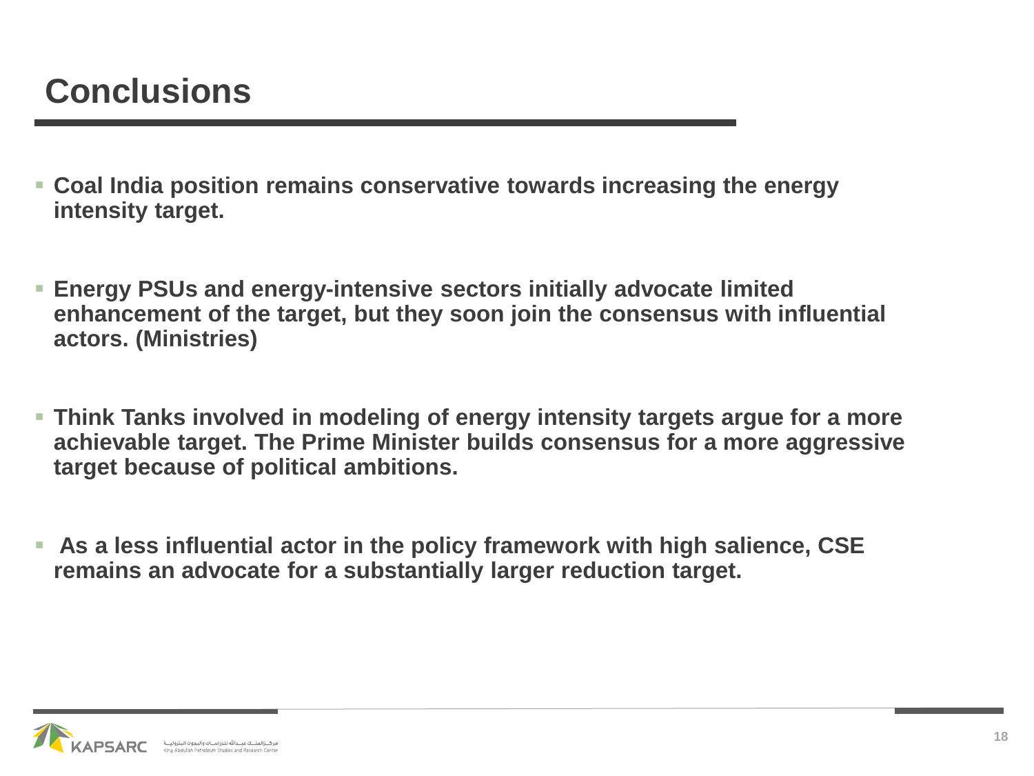# Conclusions

- **Coal India position remains conservative towards increasing the energy intensity target.**

- **Energy PSUs and energy-intensive sectors initially advocate limited enhancement of the target, but they soon join the consensus with influential actors. (Ministries)**

- **Think Tanks involved in modeling of energy intensity targets argue for a more achievable target. The Prime Minister builds consensus for a more aggressive target because of political ambitions.**

- **As a less influential actor in the policy framework with high salience, CSE remains an advocate for a substantially larger reduction target.**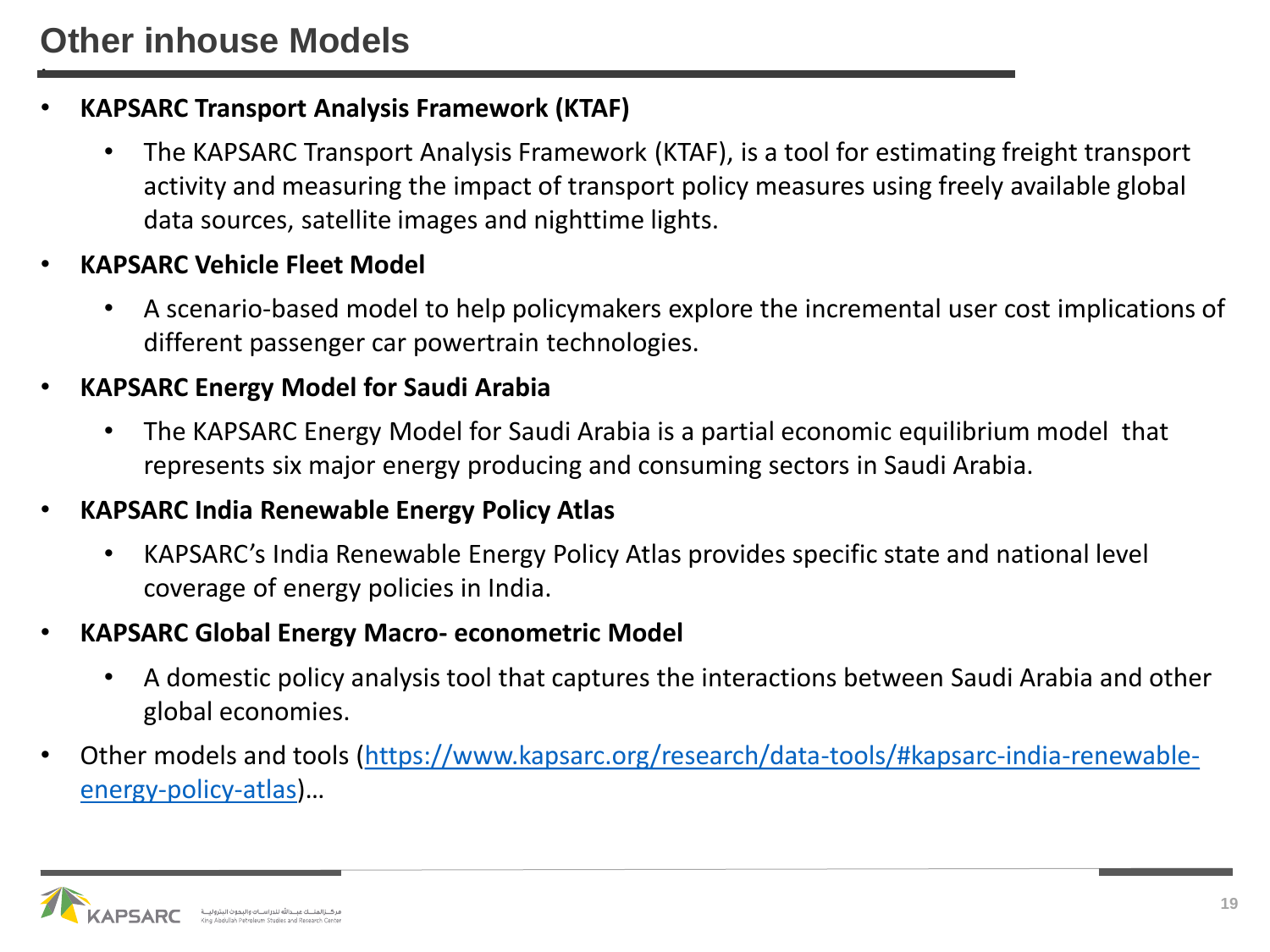# Other inhouse Models

- **KAPSARC Transport Analysis Framework (KTAF)**
  - The KAPSARC Transport Analysis Framework (KTAF), is a tool for estimating freight transport activity and measuring the impact of transport policy measures using freely available global data sources, satellite images and nighttime lights.
- **KAPSARC Vehicle Fleet Model**
  - A scenario-based model to help policymakers explore the incremental user cost implications of different passenger car powertrain technologies.
- **KAPSARC Energy Model for Saudi Arabia**
  - The KAPSARC Energy Model for Saudi Arabia is a partial economic equilibrium model that represents six major energy producing and consuming sectors in Saudi Arabia.
- **KAPSARC India Renewable Energy Policy Atlas**
  - KAPSARC's India Renewable Energy Policy Atlas provides specific state and national level coverage of energy policies in India.
- **KAPSARC Global Energy Macro- econometric Model**
  - A domestic policy analysis tool that captures the interactions between Saudi Arabia and other global economies.
- Other models and tools (https://www.kapsarc.org/research/data-tools/#kapsarc-india-renewable-energy-policy-atlas)…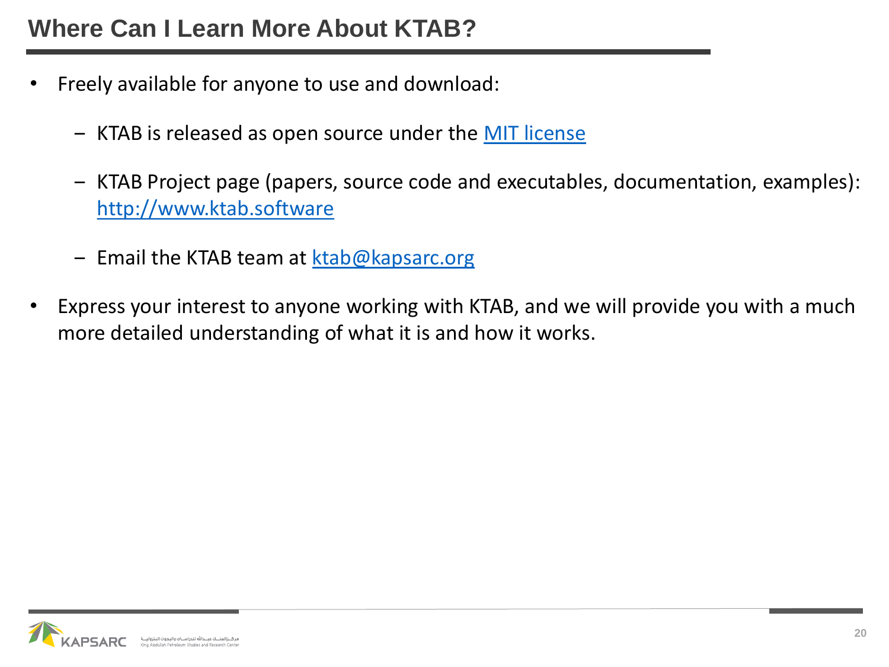# Where Can I Learn More About KTAB?

- Freely available for anyone to use and download:
  - KTAB is released as open source under the MIT license
  - KTAB Project page (papers, source code and executables, documentation, examples): http://www.ktab.software
  - Email the KTAB team at ktab@kapsarc.org
- Express your interest to anyone working with KTAB, and we will provide you with a much more detailed understanding of what it is and how it works.